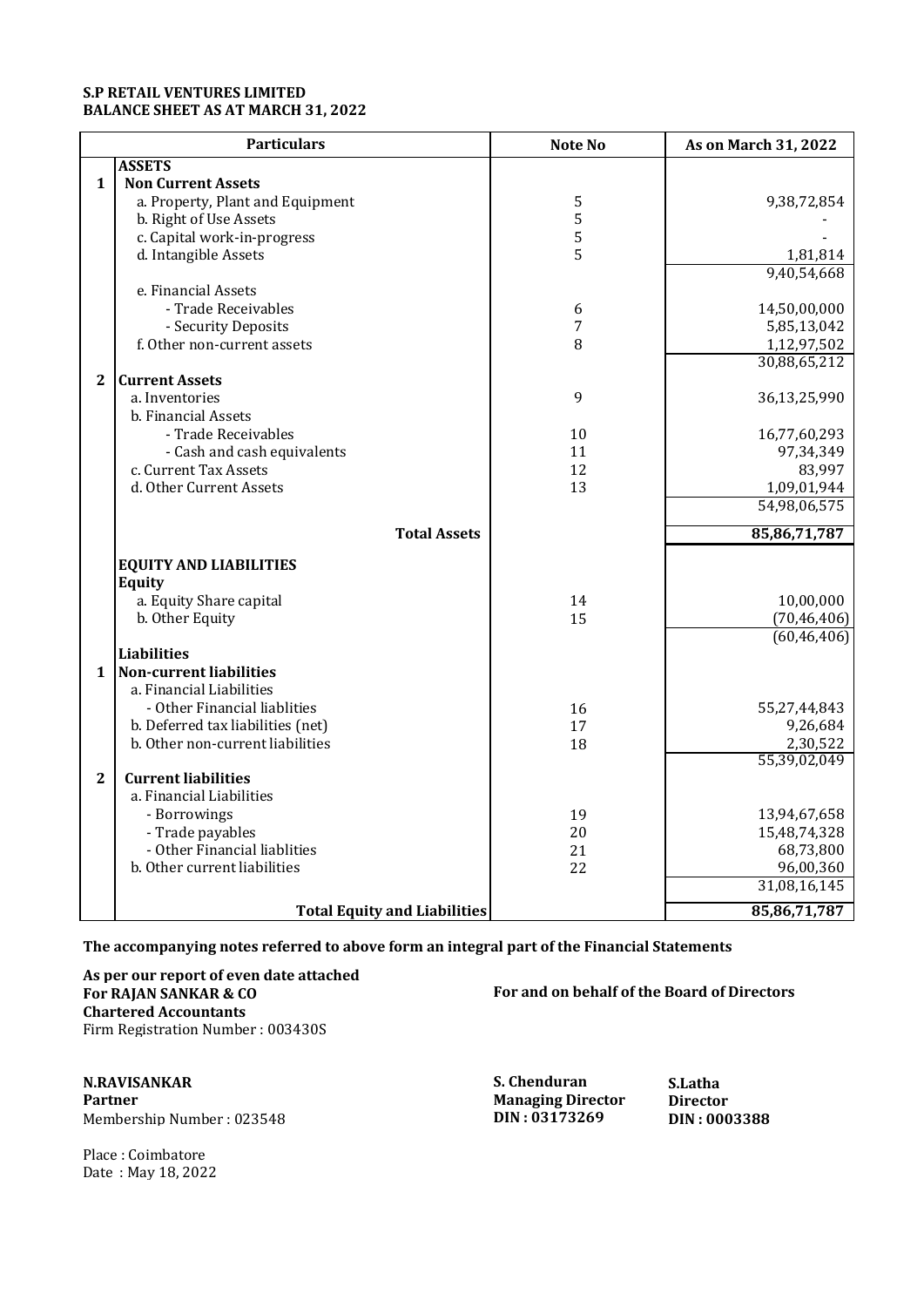**S.P RETAIL VENTURES LIMITED**
**BALANCE SHEET AS AT MARCH 31, 2022**

| | Particulars | Note No | As on March 31, 2022 |
|---|---|---|---|
| | **ASSETS** | | |
| **1** | **Non Current Assets** | | |
| | a. Property, Plant and Equipment | 5 | 9,38,72,854 |
| | b. Right of Use Assets | 5 | - |
| | c. Capital work-in-progress | 5 | - |
| | d. Intangible Assets | 5 | 1,81,814 |
| | | | 9,40,54,668 |
| | e. Financial Assets | | |
| | - Trade Receivables | 6 | 14,50,00,000 |
| | - Security Deposits | 7 | 5,85,13,042 |
| | f. Other non-current assets | 8 | 1,12,97,502 |
| | | | 30,88,65,212 |
| **2** | **Current Assets** | | |
| | a. Inventories | 9 | 36,13,25,990 |
| | b. Financial Assets | | |
| | - Trade Receivables | 10 | 16,77,60,293 |
| | - Cash and cash equivalents | 11 | 97,34,349 |
| | c. Current Tax Assets | 12 | 83,997 |
| | d. Other Current Assets | 13 | 1,09,01,944 |
| | | | 54,98,06,575 |
| | **Total Assets** | | **85,86,71,787** |
| | **EQUITY AND LIABILITIES** | | |
| | **Equity** | | |
| | a. Equity Share capital | 14 | 10,00,000 |
| | b. Other Equity | 15 | (70,46,406) |
| | | | (60,46,406) |
| | **Liabilities** | | |
| **1** | **Non-current liabilities** | | |
| | a. Financial Liabilities | | |
| | - Other Financial liablities | 16 | 55,27,44,843 |
| | b. Deferred tax liabilities (net) | 17 | 9,26,684 |
| | b. Other non-current liabilities | 18 | 2,30,522 |
| | | | 55,39,02,049 |
| **2** | **Current liabilities** | | |
| | a. Financial Liabilities | | |
| | - Borrowings | 19 | 13,94,67,658 |
| | - Trade payables | 20 | 15,48,74,328 |
| | - Other Financial liablities | 21 | 68,73,800 |
| | b. Other current liabilities | 22 | 96,00,360 |
| | | | 31,08,16,145 |
| | **Total Equity and Liabilities** | | **85,86,71,787** |

**The accompanying notes referred to above form an integral part of the Financial Statements**

**As per our report of even date attached**
**For RAJAN SANKAR & CO**
**Chartered Accountants**
Firm Registration Number : 003430S

**For and on behalf of the Board of Directors**

**N.RAVISANKAR**
**Partner**
Membership Number : 023548

**S. Chenduran**
**Managing Director**
**DIN : 03173269**

**S.Latha**
**Director**
**DIN : 0003388**

Place : Coimbatore
Date : May 18, 2022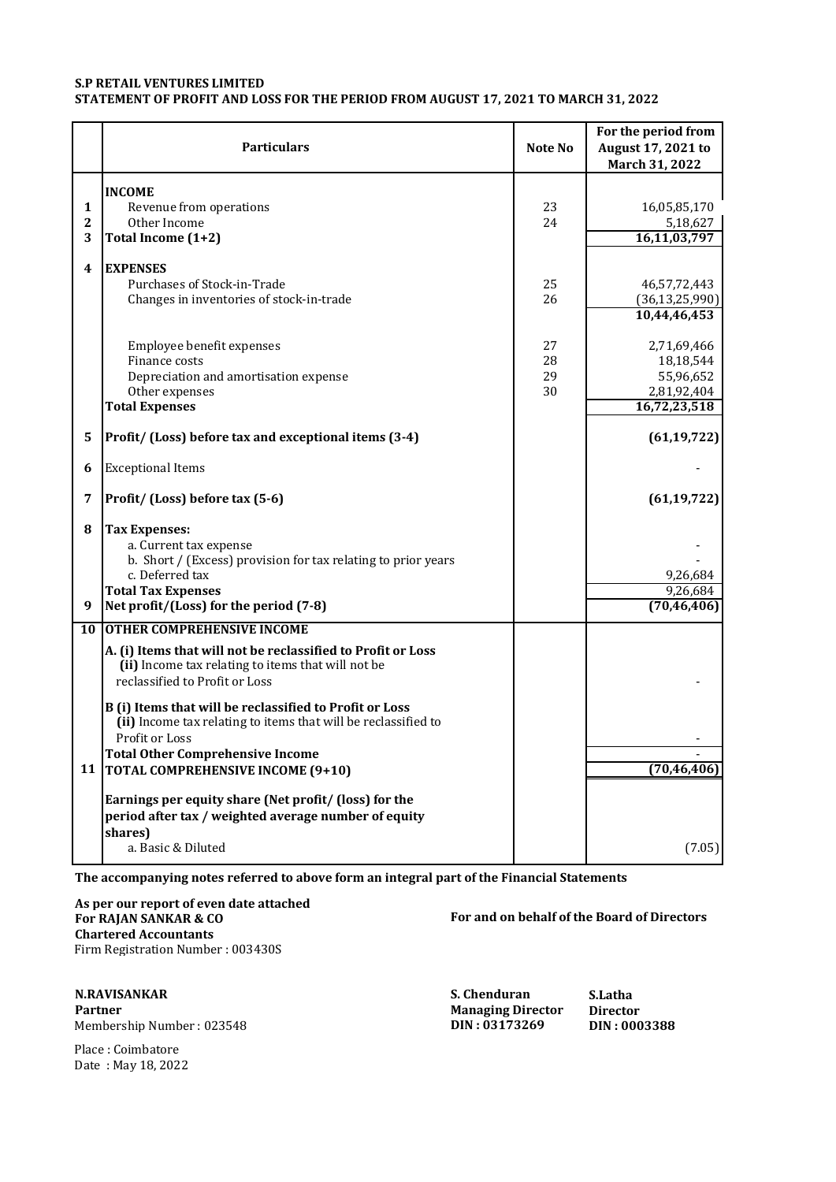**S.P RETAIL VENTURES LIMITED**
**STATEMENT OF PROFIT AND LOSS FOR THE PERIOD FROM AUGUST 17, 2021 TO MARCH 31, 2022**

| | Particulars | Note No | For the period from August 17, 2021 to March 31, 2022 |
|---|---|---|---|
| | **INCOME** | | |
| 1 | Revenue from operations | 23 | 16,05,85,170 |
| 2 | Other Income | 24 | 5,18,627 |
| 3 | **Total Income (1+2)** | | **16,11,03,797** |
| 4 | **EXPENSES** | | |
| | Purchases of Stock-in-Trade | 25 | 46,57,72,443 |
| | Changes in inventories of stock-in-trade | 26 | (36,13,25,990) |
| | | | **10,44,46,453** |
| | Employee benefit expenses | 27 | 2,71,69,466 |
| | Finance costs | 28 | 18,18,544 |
| | Depreciation and amortisation expense | 29 | 55,96,652 |
| | Other expenses | 30 | 2,81,92,404 |
| | **Total Expenses** | | **16,72,23,518** |
| 5 | **Profit/ (Loss) before tax and exceptional items (3-4)** | | **(61,19,722)** |
| 6 | Exceptional Items | | - |
| 7 | **Profit/ (Loss) before tax (5-6)** | | **(61,19,722)** |
| 8 | **Tax Expenses:** | | |
| | a. Current tax expense | | - |
| | b. Short / (Excess) provision for tax relating to prior years | | - |
| | c. Deferred tax | | 9,26,684 |
| | **Total Tax Expenses** | | 9,26,684 |
| 9 | **Net profit/(Loss) for the period (7-8)** | | **(70,46,406)** |
| 10 | **OTHER COMPREHENSIVE INCOME** | | |
| | **A. (i) Items that will not be reclassified to Profit or Loss** | | |
| | **(ii)** Income tax relating to items that will not be reclassified to Profit or Loss | | - |
| | **B (i) Items that will be reclassified to Profit or Loss** | | |
| | **(ii)** Income tax relating to items that will be reclassified to Profit or Loss | | - |
| | **Total Other Comprehensive Income** | | - |
| 11 | **TOTAL COMPREHENSIVE INCOME (9+10)** | | **(70,46,406)** |
| | **Earnings per equity share (Net profit/ (loss) for the period after tax / weighted average number of equity shares)** | | |
| | a. Basic & Diluted | | (7.05) |

**The accompanying notes referred to above form an integral part of the Financial Statements**

**As per our report of even date attached**
**For RAJAN SANKAR & CO**
**Chartered Accountants**
Firm Registration Number : 003430S

**For and on behalf of the Board of Directors**

**N.RAVISANKAR**
**Partner**
Membership Number : 023548

**S. Chenduran**
**Managing Director**
**DIN : 03173269**

**S.Latha**
**Director**
**DIN : 0003388**

Place : Coimbatore
Date : May 18, 2022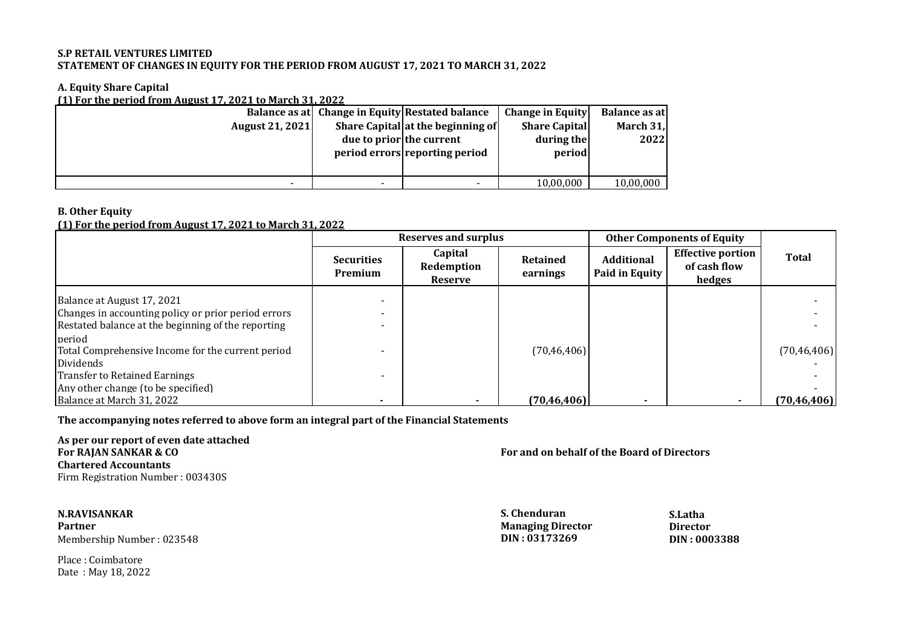**S.P RETAIL VENTURES LIMITED**
**STATEMENT OF CHANGES IN EQUITY FOR THE PERIOD FROM AUGUST 17, 2021 TO MARCH 31, 2022**

**A. Equity Share Capital**

**(1) For the period from August 17, 2021 to March 31, 2022**

| Balance as at August 21, 2021 | Change in Equity Share Capital due to prior period errors | Restated balance at the beginning of the current reporting period | Change in Equity Share Capital during the period | Balance as at March 31, 2022 |
|---|---|---|---|---|
| - | - | - | 10,00,000 | 10,00,000 |

**B. Other Equity**

**(1) For the period from August 17, 2021 to March 31, 2022**

| | Reserves and surplus | | | Other Components of Equity | | Total |
|---|---|---|---|---|---|---|
| | Securities Premium | Capital Redemption Reserve | Retained earnings | Additional Paid in Equity | Effective portion of cash flow hedges | |
| Balance at August 17, 2021 | - | | | | | - |
| Changes in accounting policy or prior period errors | - | | | | | - |
| Restated balance at the beginning of the reporting period | - | | | | | - |
| Total Comprehensive Income for the current period | - | | (70,46,406) | | | (70,46,406) |
| Dividends | | | | | | - |
| Transfer to Retained Earnings | - | | | | | - |
| Any other change (to be specified) | | | | | | - |
| Balance at March 31, 2022 | - | - | (70,46,406) | - | - | (70,46,406) |

**The accompanying notes referred to above form an integral part of the Financial Statements**

**As per our report of even date attached**
**For RAJAN SANKAR & CO**
**Chartered Accountants**
Firm Registration Number : 003430S

**For and on behalf of the Board of Directors**

**N.RAVISANKAR**
**Partner**
Membership Number : 023548

Place : Coimbatore
Date : May 18, 2022

**S. Chenduran**
**Managing Director**
**DIN : 03173269**

**S.Latha**
**Director**
**DIN : 0003388**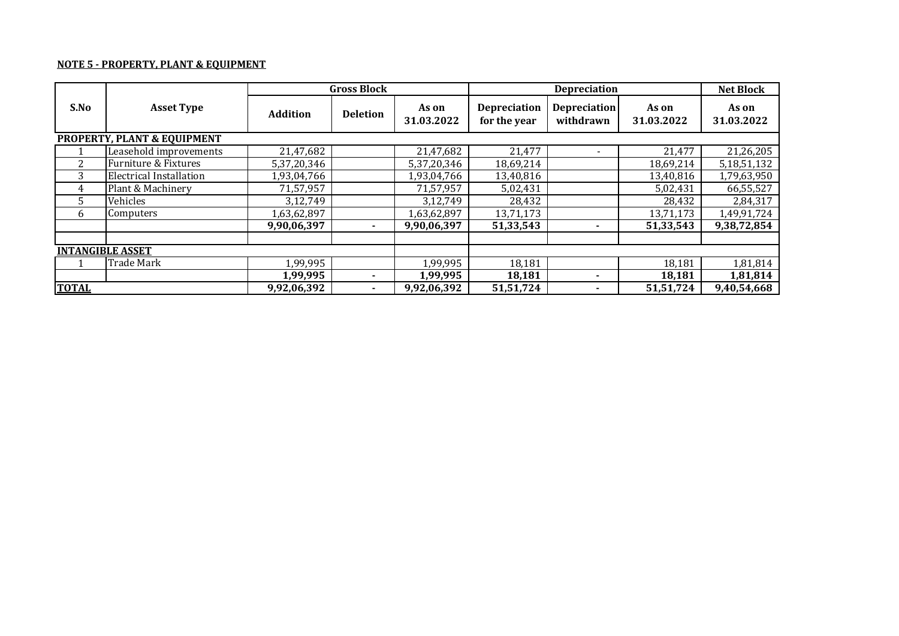**NOTE 5 - PROPERTY, PLANT & EQUIPMENT**

| S.No | Asset Type | Gross Block | | | Depreciation | | | Net Block |
|---|---|---|---|---|---|---|---|---|
| | | Addition | Deletion | As on 31.03.2022 | Depreciation for the year | Depreciation withdrawn | As on 31.03.2022 | As on 31.03.2022 |
| **PROPERTY, PLANT & EQUIPMENT** | | | | | | | | |
| 1 | Leasehold improvements | 21,47,682 | | 21,47,682 | 21,477 | - | 21,477 | 21,26,205 |
| 2 | Furniture & Fixtures | 5,37,20,346 | | 5,37,20,346 | 18,69,214 | | 18,69,214 | 5,18,51,132 |
| 3 | Electrical Installation | 1,93,04,766 | | 1,93,04,766 | 13,40,816 | | 13,40,816 | 1,79,63,950 |
| 4 | Plant & Machinery | 71,57,957 | | 71,57,957 | 5,02,431 | | 5,02,431 | 66,55,527 |
| 5 | Vehicles | 3,12,749 | | 3,12,749 | 28,432 | | 28,432 | 2,84,317 |
| 6 | Computers | 1,63,62,897 | | 1,63,62,897 | 13,71,173 | | 13,71,173 | 1,49,91,724 |
| | | **9,90,06,397** | **-** | **9,90,06,397** | **51,33,543** | **-** | **51,33,543** | **9,38,72,854** |
| | | | | | | | | |
| **INTANGIBLE ASSET** | | | | | | | | |
| 1 | Trade Mark | 1,99,995 | | 1,99,995 | 18,181 | | 18,181 | 1,81,814 |
| | | **1,99,995** | **-** | **1,99,995** | **18,181** | **-** | **18,181** | **1,81,814** |
| **TOTAL** | | **9,92,06,392** | **-** | **9,92,06,392** | **51,51,724** | **-** | **51,51,724** | **9,40,54,668** |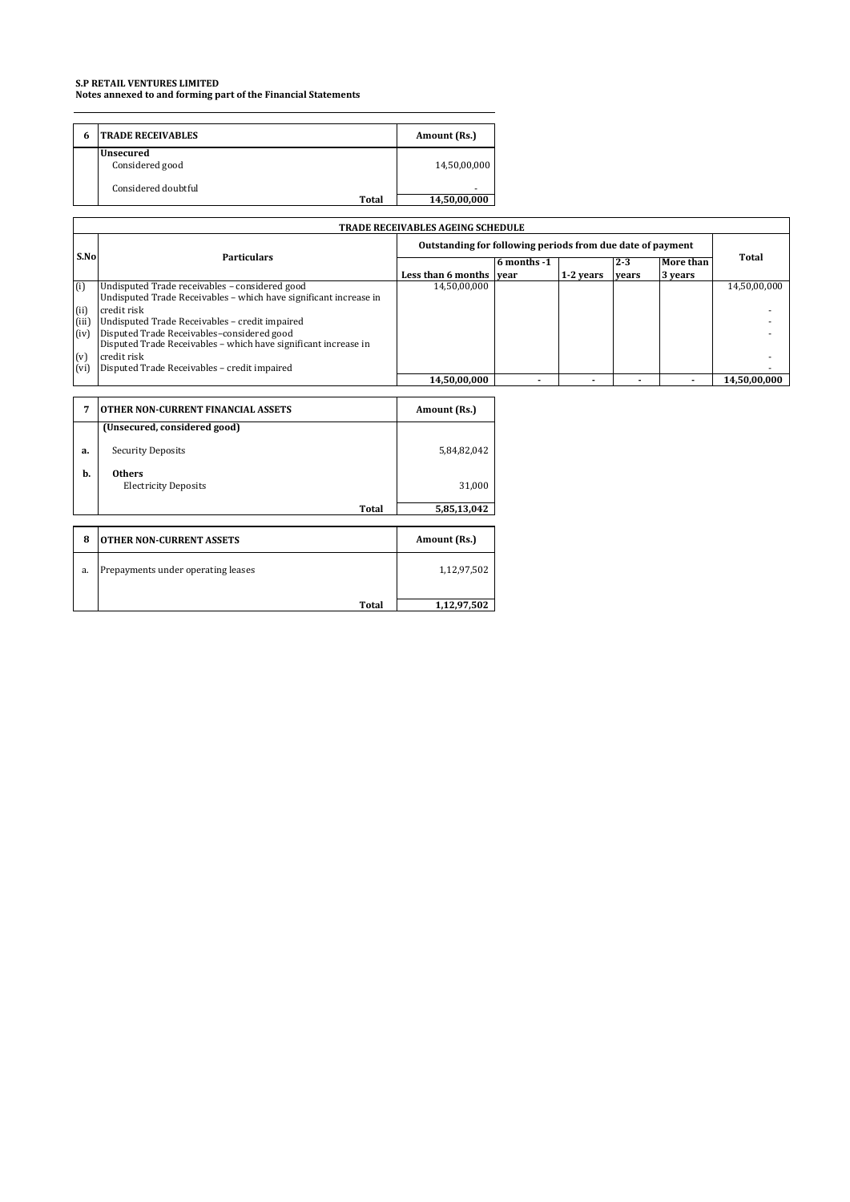**S.P RETAIL VENTURES LIMITED**
**Notes annexed to and forming part of the Financial Statements**

| 6 | TRADE RECEIVABLES | Amount (Rs.) |
|---|---|---|
| | **Unsecured** | |
| | Considered good | 14,50,00,000 |
| | Considered doubtful | - |
| | **Total** | **14,50,00,000** |

| TRADE RECEIVABLES AGEING SCHEDULE | | | | | | | |
|---|---|---|---|---|---|---|---|
| S.No | Particulars | Outstanding for following periods from due date of payment | | | | | Total |
| | | Less than 6 months | 6 months -1 year | 1-2 years | 2-3 years | More than 3 years | |
| (i) | Undisputed Trade receivables – considered good | 14,50,00,000 | | | | | 14,50,00,000 |
| (ii) | Undisputed Trade Receivables – which have significant increase in credit risk | | | | | | - |
| (iii) | Undisputed Trade Receivables – credit impaired | | | | | | - |
| (iv) | Disputed Trade Receivables–considered good | | | | | | - |
| (v) | Disputed Trade Receivables – which have significant increase in credit risk | | | | | | - |
| (vi) | Disputed Trade Receivables – credit impaired | | | | | | - |
| | | **14,50,00,000** | **-** | **-** | **-** | **-** | **14,50,00,000** |

| 7 | OTHER NON-CURRENT FINANCIAL ASSETS | Amount (Rs.) |
|---|---|---|
| | **(Unsecured, considered good)** | |
| a. | Security Deposits | 5,84,82,042 |
| b. | **Others** | |
| | Electricity Deposits | 31,000 |
| | **Total** | **5,85,13,042** |

| 8 | OTHER NON-CURRENT ASSETS | Amount (Rs.) |
|---|---|---|
| a. | Prepayments under operating leases | 1,12,97,502 |
| | **Total** | **1,12,97,502** |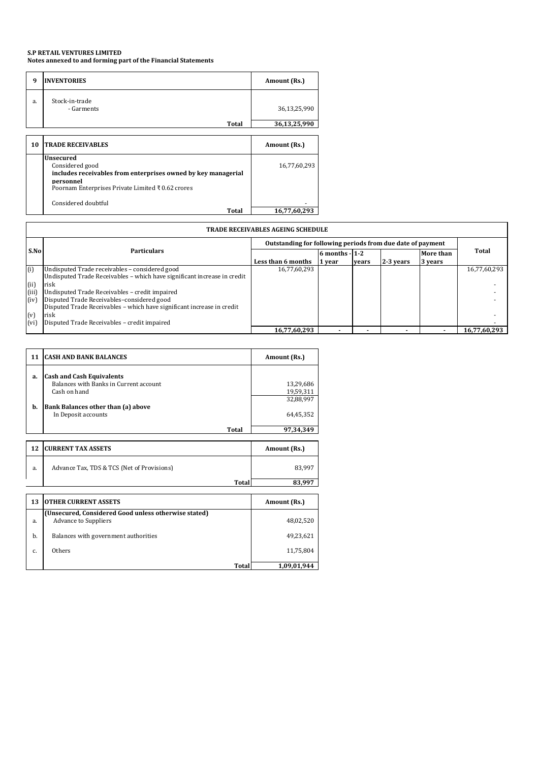**S.P RETAIL VENTURES LIMITED**
**Notes annexed to and forming part of the Financial Statements**

| 9 | INVENTORIES | Amount (Rs.) |
|---|---|---|
| a. | Stock-in-trade<br>- Garments | 36,13,25,990 |
| | **Total** | **36,13,25,990** |

| 10 | TRADE RECEIVABLES | Amount (Rs.) |
|---|---|---|
| | **Unsecured**<br>Considered good<br>**includes receivables from enterprises owned by key managerial personnel**<br>Poornam Enterprises Private Limited ₹ 0.62 crores | 16,77,60,293 |
| | Considered doubtful | - |
| | **Total** | **16,77,60,293** |

**TRADE RECEIVABLES AGEING SCHEDULE**

| S.No | Particulars | Outstanding for following periods from due date of payment | | | | | Total |
|---|---|---|---|---|---|---|---|
| | | Less than 6 months | 6 months - 1 year | 1-2 years | 2-3 years | More than 3 years | |
| (i) | Undisputed Trade receivables – considered good | 16,77,60,293 | | | | | 16,77,60,293 |
| (ii) | Undisputed Trade Receivables – which have significant increase in credit risk | | | | | | - |
| (iii) | Undisputed Trade Receivables – credit impaired | | | | | | - |
| (iv) | Disputed Trade Receivables–considered good | | | | | | - |
| (v) | Disputed Trade Receivables – which have significant increase in credit risk | | | | | | - |
| (vi) | Disputed Trade Receivables – credit impaired | | | | | | - |
| | | **16,77,60,293** | **-** | **-** | **-** | **-** | **16,77,60,293** |

| 11 | CASH AND BANK BALANCES | Amount (Rs.) |
|---|---|---|
| **a.** | **Cash and Cash Equivalents** | |
| | Balances with Banks in Current account | 13,29,686 |
| | Cash on hand | 19,59,311 |
| | | 32,88,997 |
| **b.** | **Bank Balances other than (a) above** | |
| | In Deposit accounts | 64,45,352 |
| | **Total** | **97,34,349** |

| 12 | CURRENT TAX ASSETS | Amount (Rs.) |
|---|---|---|
| a. | Advance Tax, TDS & TCS (Net of Provisions) | 83,997 |
| | **Total** | **83,997** |

| 13 | OTHER CURRENT ASSETS | Amount (Rs.) |
|---|---|---|
| | **(Unsecured, Considered Good unless otherwise stated)** | |
| a. | Advance to Suppliers | 48,02,520 |
| b. | Balances with government authorities | 49,23,621 |
| c. | Others | 11,75,804 |
| | **Total** | **1,09,01,944** |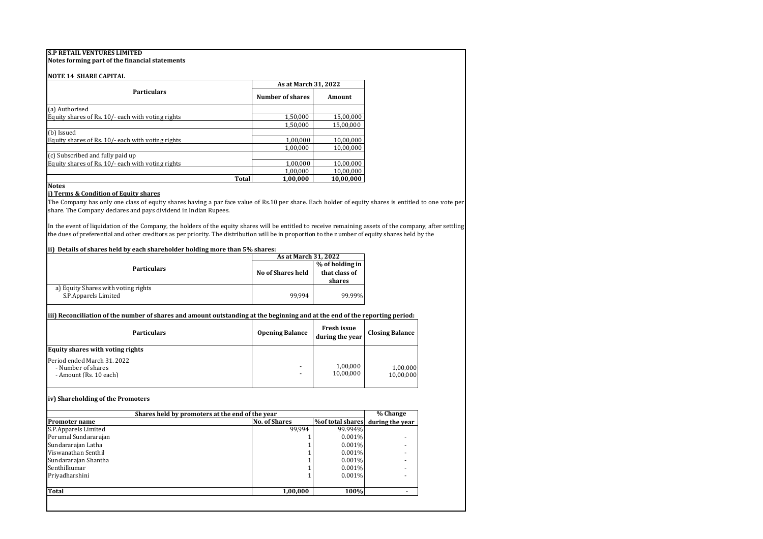**S.P RETAIL VENTURES LIMITED**

**Notes forming part of the financial statements**

**NOTE 14 SHARE CAPITAL**

| Particulars | As at March 31, 2022 | |
|---|---|---|
| | Number of shares | Amount |
| (a) Authorised | | |
| Equity shares of Rs. 10/- each with voting rights | 1,50,000 | 15,00,000 |
| | 1,50,000 | 15,00,000 |
| (b) Issued | | |
| Equity shares of Rs. 10/- each with voting rights | 1,00,000 | 10,00,000 |
| | 1,00,000 | 10,00,000 |
| (c) Subscribed and fully paid up | | |
| Equity shares of Rs. 10/- each with voting rights | 1,00,000 | 10,00,000 |
| | 1,00,000 | 10,00,000 |
| **Total** | **1,00,000** | **10,00,000** |

**Notes**

**i) Terms & Condition of Equity shares**

The Company has only one class of equity shares having a par face value of Rs.10 per share. Each holder of equity shares is entitled to one vote per share. The Company declares and pays dividend in Indian Rupees.

In the event of liquidation of the Company, the holders of the equity shares will be entitled to receive remaining assets of the company, after settling the dues of preferential and other creditors as per priority. The distribution will be in proportion to the number of equity shares held by the

**ii) Details of shares held by each shareholder holding more than 5% shares:**

| Particulars | As at March 31, 2022 | |
|---|---|---|
| | No of Shares held | % of holding in that class of shares |
| a) Equity Shares with voting rights | | |
| S.P.Apparels Limited | 99,994 | 99.99% |

**iii) Reconciliation of the number of shares and amount outstanding at the beginning and at the end of the reporting period:**

| Particulars | Opening Balance | Fresh issue during the year | Closing Balance |
|---|---|---|---|
| **Equity shares with voting rights** | | | |
| Period ended March 31, 2022 | | | |
| - Number of shares | - | 1,00,000 | 1,00,000 |
| - Amount (Rs. 10 each) | - | 10,00,000 | 10,00,000 |

**iv) Shareholding of the Promoters**

| Shares held by promoters at the end of the year | | | % Change |
|---|---|---|---|
| **Promoter name** | **No. of Shares** | **%of total shares** | **during the year** |
| S.P.Apparels Limited | 99,994 | 99.994% | |
| Perumal Sundararajan | 1 | 0.001% | - |
| Sundararajan Latha | 1 | 0.001% | - |
| Viswanathan Senthil | 1 | 0.001% | - |
| Sundararajan Shantha | 1 | 0.001% | - |
| Senthilkumar | 1 | 0.001% | - |
| Priyadharshini | 1 | 0.001% | - |
| **Total** | **1,00,000** | **100%** | - |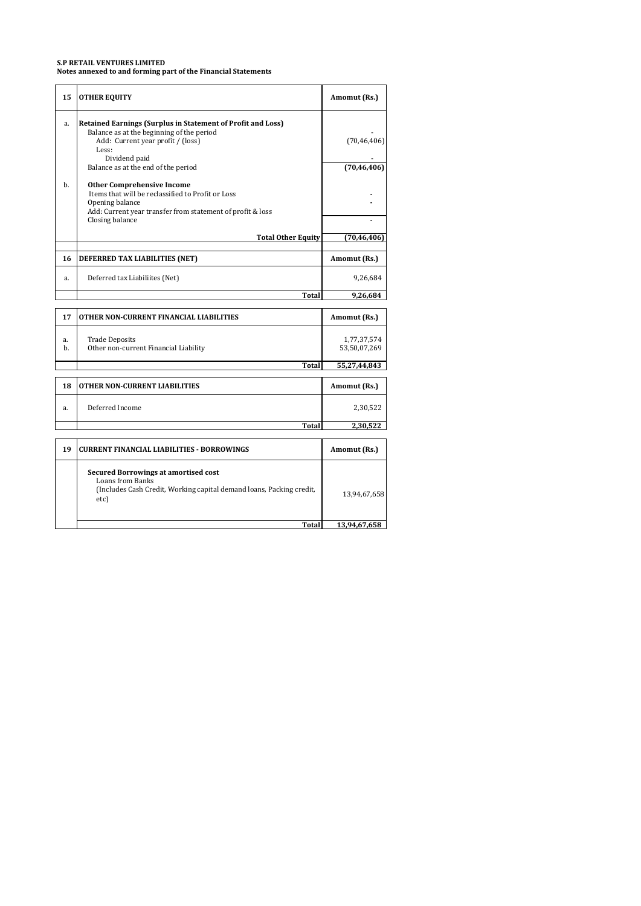**S.P RETAIL VENTURES LIMITED**
**Notes annexed to and forming part of the Financial Statements**

| 15 | OTHER EQUITY | Amomut (Rs.) |
|---|---|---|
| a. | **Retained Earnings (Surplus in Statement of Profit and Loss)** | |
| | Balance as at the beginning of the period | - |
| | Add: Current year profit / (loss) | (70,46,406) |
| | Less: | |
| | Dividend paid | - |
| | Balance as at the end of the period | **(70,46,406)** |
| b. | **Other Comprehensive Income** | |
| | Items that will be reclassified to Profit or Loss | - |
| | Opening balance | - |
| | Add: Current year transfer from statement of profit & loss | |
| | Closing balance | - |
| | **Total Other Equity** | **(70,46,406)** |

| 16 | DEFERRED TAX LIABILITIES (NET) | Amomut (Rs.) |
|---|---|---|
| a. | Deferred tax Liabiliites (Net) | 9,26,684 |
| | **Total** | **9,26,684** |

| 17 | OTHER NON-CURRENT FINANCIAL LIABILITIES | Amomut (Rs.) |
|---|---|---|
| a. | Trade Deposits | 1,77,37,574 |
| b. | Other non-current Financial Liability | 53,50,07,269 |
| | **Total** | **55,27,44,843** |

| 18 | OTHER NON-CURRENT LIABILITIES | Amomut (Rs.) |
|---|---|---|
| a. | Deferred Income | 2,30,522 |
| | **Total** | **2,30,522** |

| 19 | CURRENT FINANCIAL LIABILITIES - BORROWINGS | Amomut (Rs.) |
|---|---|---|
| | **Secured Borrowings at amortised cost** | |
| | Loans from Banks (Includes Cash Credit, Working capital demand loans, Packing credit, etc) | 13,94,67,658 |
| | **Total** | **13,94,67,658** |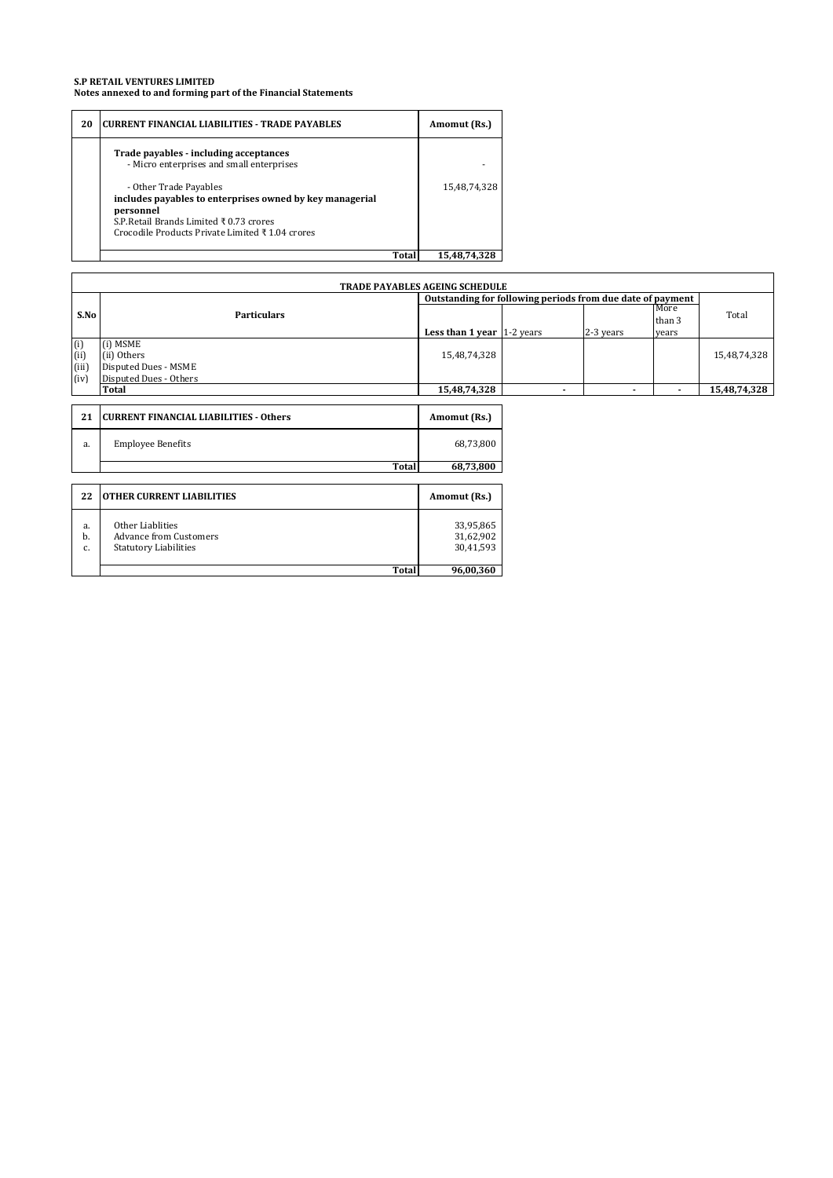**S.P RETAIL VENTURES LIMITED**
**Notes annexed to and forming part of the Financial Statements**

| 20 | CURRENT FINANCIAL LIABILITIES - TRADE PAYABLES | Amomut (Rs.) |
|---|---|---|
| | **Trade payables - including acceptances** | |
| | - Micro enterprises and small enterprises | - |
| | - Other Trade Payables | 15,48,74,328 |
| | **includes payables to enterprises owned by key managerial personnel** | |
| | S.P.Retail Brands Limited ₹ 0.73 crores | |
| | Crocodile Products Private Limited ₹ 1.04 crores | |
| | **Total** | **15,48,74,328** |

| TRADE PAYABLES AGEING SCHEDULE | | | | | | |
|---|---|---|---|---|---|---|
| S.No | Particulars | Outstanding for following periods from due date of payment | | | | Total |
| | | **Less than 1 year** | 1-2 years | 2-3 years | More than 3 years | |
| (i) | (i) MSME | | | | | |
| (ii) | (ii) Others | 15,48,74,328 | | | | 15,48,74,328 |
| (iii) | Disputed Dues - MSME | | | | | |
| (iv) | Disputed Dues - Others | | | | | |
| | **Total** | **15,48,74,328** | - | - | - | **15,48,74,328** |

| 21 | CURRENT FINANCIAL LIABILITIES - Others | Amomut (Rs.) |
|---|---|---|
| a. | Employee Benefits | 68,73,800 |
| | **Total** | **68,73,800** |

| 22 | OTHER CURRENT LIABILITIES | Amomut (Rs.) |
|---|---|---|
| a. | Other Liablities | 33,95,865 |
| b. | Advance from Customers | 31,62,902 |
| c. | Statutory Liabilities | 30,41,593 |
| | **Total** | **96,00,360** |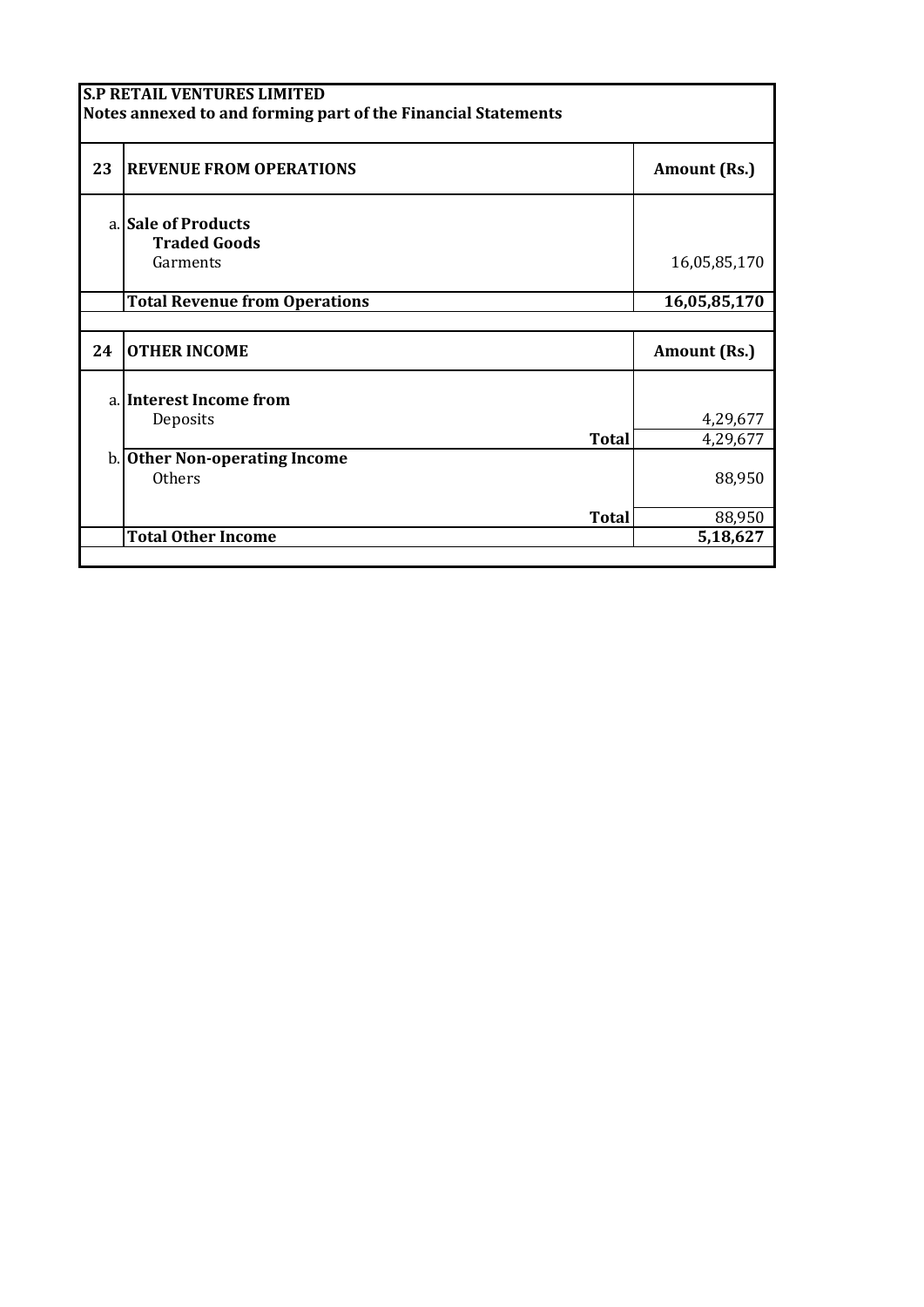**S.P RETAIL VENTURES LIMITED**
**Notes annexed to and forming part of the Financial Statements**

| | | |
|---|---|---|
| **23** | **REVENUE FROM OPERATIONS** | **Amount (Rs.)** |
| a. | **Sale of Products** | |
| | **Traded Goods** | |
| | Garments | 16,05,85,170 |
| | **Total Revenue from Operations** | **16,05,85,170** |

| | | |
|---|---|---|
| **24** | **OTHER INCOME** | **Amount (Rs.)** |
| a. | **Interest Income from** | |
| | Deposits | 4,29,677 |
| | **Total** | 4,29,677 |
| b. | **Other Non-operating Income** | |
| | Others | 88,950 |
| | **Total** | 88,950 |
| | **Total Other Income** | **5,18,627** |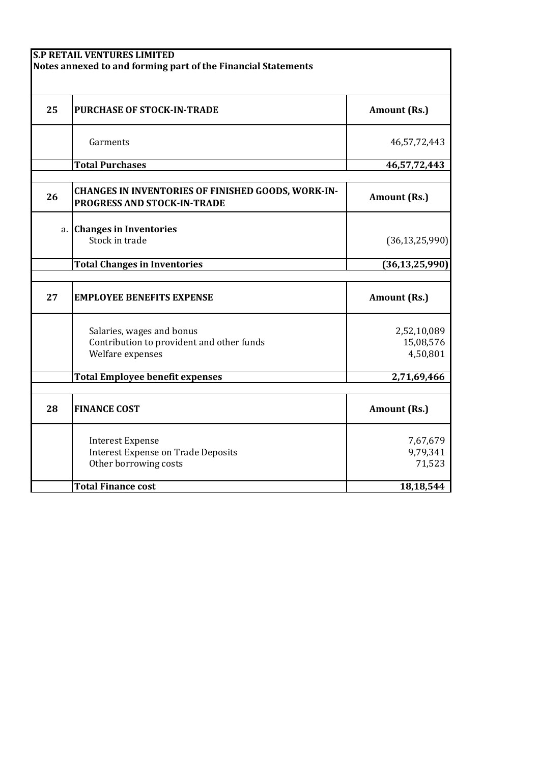**S.P RETAIL VENTURES LIMITED**
**Notes annexed to and forming part of the Financial Statements**

| 25 | **PURCHASE OF STOCK-IN-TRADE** | **Amount (Rs.)** |
|---|---|---|
| | Garments | 46,57,72,443 |
| | **Total Purchases** | **46,57,72,443** |

| 26 | **CHANGES IN INVENTORIES OF FINISHED GOODS, WORK-IN-PROGRESS AND STOCK-IN-TRADE** | **Amount (Rs.)** |
|---|---|---|
| a. | **Changes in Inventories** | |
| | Stock in trade | (36,13,25,990) |
| | **Total Changes in Inventories** | **(36,13,25,990)** |

| 27 | **EMPLOYEE BENEFITS EXPENSE** | **Amount (Rs.)** |
|---|---|---|
| | Salaries, wages and bonus | 2,52,10,089 |
| | Contribution to provident and other funds | 15,08,576 |
| | Welfare expenses | 4,50,801 |
| | **Total Employee benefit expenses** | **2,71,69,466** |

| 28 | **FINANCE COST** | **Amount (Rs.)** |
|---|---|---|
| | Interest Expense | 7,67,679 |
| | Interest Expense on Trade Deposits | 9,79,341 |
| | Other borrowing costs | 71,523 |
| | **Total Finance cost** | **18,18,544** |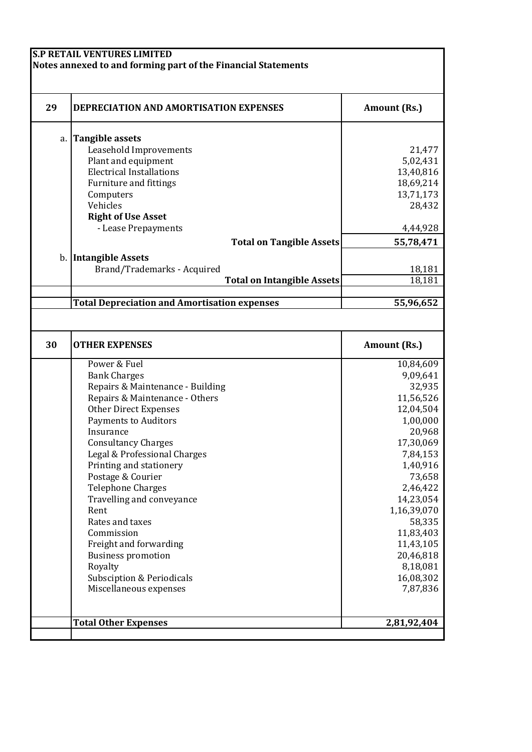**S.P RETAIL VENTURES LIMITED**
**Notes annexed to and forming part of the Financial Statements**

| 29 | DEPRECIATION AND AMORTISATION EXPENSES | Amount (Rs.) |
|---|---|---|
| a. | **Tangible assets** | |
| | Leasehold Improvements | 21,477 |
| | Plant and equipment | 5,02,431 |
| | Electrical Installations | 13,40,816 |
| | Furniture and fittings | 18,69,214 |
| | Computers | 13,71,173 |
| | Vehicles | 28,432 |
| | **Right of Use Asset** | |
| | - Lease Prepayments | 4,44,928 |
| | **Total on Tangible Assets** | **55,78,471** |
| b. | **Intangible Assets** | |
| | Brand/Trademarks - Acquired | 18,181 |
| | **Total on Intangible Assets** | 18,181 |
| | **Total Depreciation and Amortisation expenses** | **55,96,652** |

| 30 | OTHER EXPENSES | Amount (Rs.) |
|---|---|---|
| | Power & Fuel | 10,84,609 |
| | Bank Charges | 9,09,641 |
| | Repairs & Maintenance - Building | 32,935 |
| | Repairs & Maintenance - Others | 11,56,526 |
| | Other Direct Expenses | 12,04,504 |
| | Payments to Auditors | 1,00,000 |
| | Insurance | 20,968 |
| | Consultancy Charges | 17,30,069 |
| | Legal & Professional Charges | 7,84,153 |
| | Printing and stationery | 1,40,916 |
| | Postage & Courier | 73,658 |
| | Telephone Charges | 2,46,422 |
| | Travelling and conveyance | 14,23,054 |
| | Rent | 1,16,39,070 |
| | Rates and taxes | 58,335 |
| | Commission | 11,83,403 |
| | Freight and forwarding | 11,43,105 |
| | Business promotion | 20,46,818 |
| | Royalty | 8,18,081 |
| | Subsciption & Periodicals | 16,08,302 |
| | Miscellaneous expenses | 7,87,836 |
| | **Total Other Expenses** | **2,81,92,404** |